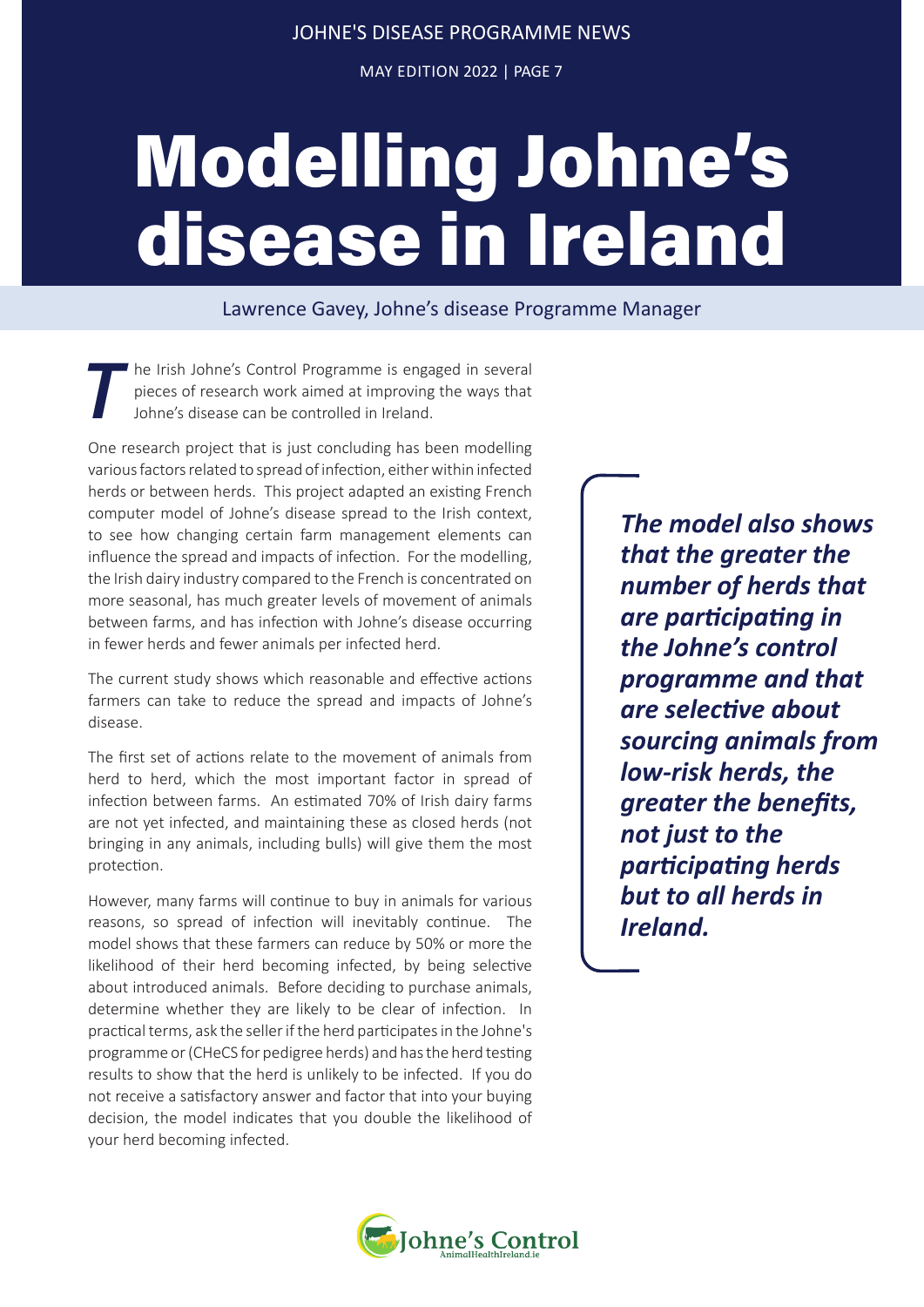# Modelling Johne's disease in Ireland

Lawrence Gavey, Johne's disease Programme Manager

The Irish Johne's Control Programme is engaged in several pieces of research work aimed at improving the ways that Johne's disease can be controlled in Ireland.

One research project that is just concluding has been modelling various factors related to spread of infection, either within infected herds or between herds. This project adapted an existing French computer model of Johne's disease spread to the Irish context, to see how changing certain farm management elements can influence the spread and impacts of infection. For the modelling, the Irish dairy industry compared to the French is concentrated on more seasonal, has much greater levels of movement of animals between farms, and has infection with Johne's disease occurring in fewer herds and fewer animals per infected herd.

The current study shows which reasonable and effective actions farmers can take to reduce the spread and impacts of Johne's disease.

The first set of actions relate to the movement of animals from herd to herd, which the most important factor in spread of infection between farms. An estimated 70% of Irish dairy farms are not yet infected, and maintaining these as closed herds (not bringing in any animals, including bulls) will give them the most protection.

However, many farms will continue to buy in animals for various reasons, so spread of infection will inevitably continue. The model shows that these farmers can reduce by 50% or more the likelihood of their herd becoming infected, by being selective about introduced animals. Before deciding to purchase animals, determine whether they are likely to be clear of infection. In practical terms, ask the seller if the herd participates in the Johne's programme or (CHeCS for pedigree herds) and has the herd testing results to show that the herd is unlikely to be infected. If you do not receive a satisfactory answer and factor that into your buying decision, the model indicates that you double the likelihood of your herd becoming infected.

> ***The model also shows that the greater the number of herds that are participating in the Johne's control programme and that are selective about sourcing animals from low-risk herds, the greater the benefits, not just to the participating herds but to all herds in Ireland.***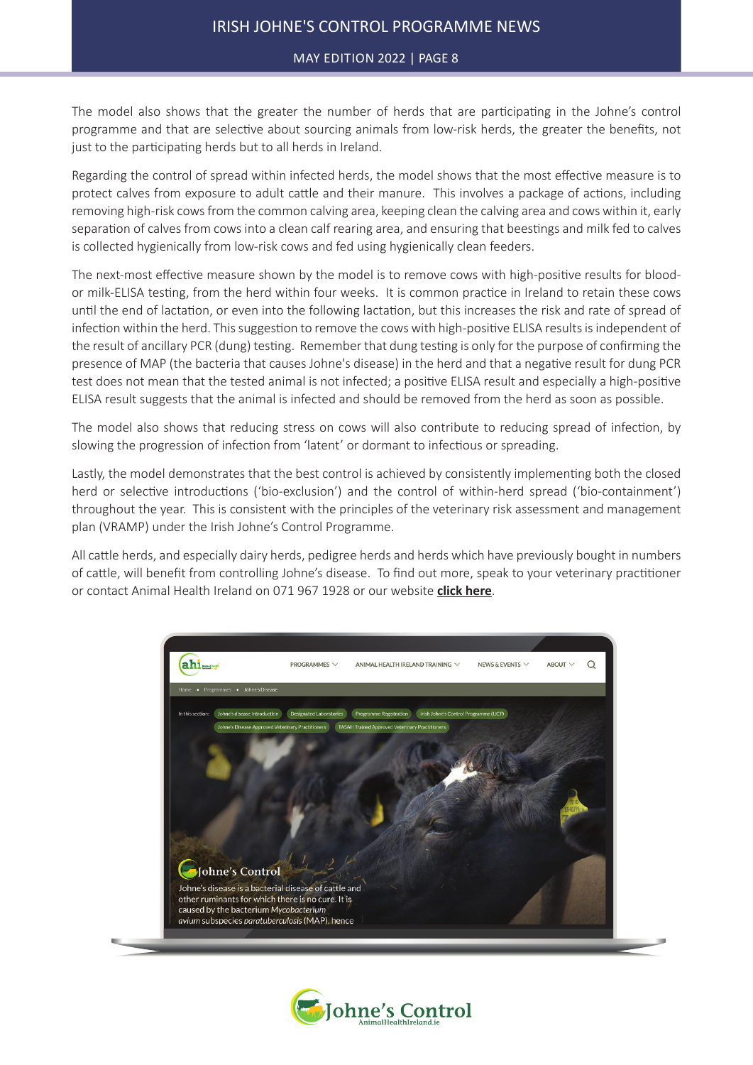The model also shows that the greater the number of herds that are participating in the Johne's control programme and that are selective about sourcing animals from low-risk herds, the greater the benefits, not just to the participating herds but to all herds in Ireland.

Regarding the control of spread within infected herds, the model shows that the most effective measure is to protect calves from exposure to adult cattle and their manure. This involves a package of actions, including removing high-risk cows from the common calving area, keeping clean the calving area and cows within it, early separation of calves from cows into a clean calf rearing area, and ensuring that beestings and milk fed to calves is collected hygienically from low-risk cows and fed using hygienically clean feeders.

The next-most effective measure shown by the model is to remove cows with high-positive results for blood- or milk-ELISA testing, from the herd within four weeks. It is common practice in Ireland to retain these cows until the end of lactation, or even into the following lactation, but this increases the risk and rate of spread of infection within the herd. This suggestion to remove the cows with high-positive ELISA results is independent of the result of ancillary PCR (dung) testing. Remember that dung testing is only for the purpose of confirming the presence of MAP (the bacteria that causes Johne's disease) in the herd and that a negative result for dung PCR test does not mean that the tested animal is not infected; a positive ELISA result and especially a high-positive ELISA result suggests that the animal is infected and should be removed from the herd as soon as possible.

The model also shows that reducing stress on cows will also contribute to reducing spread of infection, by slowing the progression of infection from 'latent' or dormant to infectious or spreading.

Lastly, the model demonstrates that the best control is achieved by consistently implementing both the closed herd or selective introductions ('bio-exclusion') and the control of within-herd spread ('bio-containment') throughout the year. This is consistent with the principles of the veterinary risk assessment and management plan (VRAMP) under the Irish Johne's Control Programme.

All cattle herds, and especially dairy herds, pedigree herds and herds which have previously bought in numbers of cattle, will benefit from controlling Johne's disease. To find out more, speak to your veterinary practitioner or contact Animal Health Ireland on 071 967 1928 or our website **click here**.

Johne's Control

AnimalHealthIreland.ie